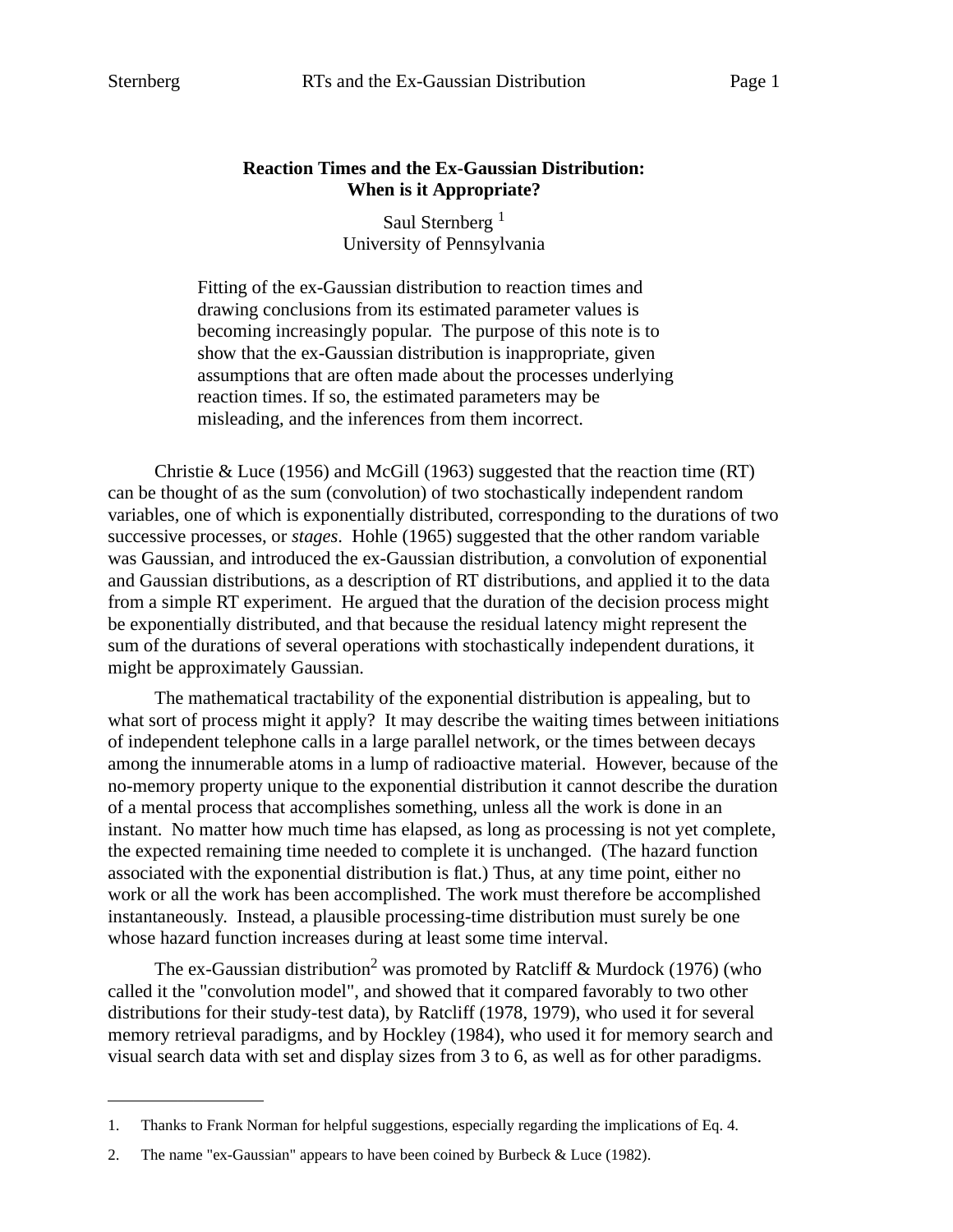# Reaction Times and the Ex-Gaussian Distribution: When is it Appropriate?

Saul Sternberg [1]
University of Pennsylvania

> Fitting of the ex-Gaussian distribution to reaction times and drawing conclusions from its estimated parameter values is becoming increasingly popular. The purpose of this note is to show that the ex-Gaussian distribution is inappropriate, given assumptions that are often made about the processes underlying reaction times. If so, the estimated parameters may be misleading, and the inferences from them incorrect.

Christie & Luce (1956) and McGill (1963) suggested that the reaction time (RT) can be thought of as the sum (convolution) of two stochastically independent random variables, one of which is exponentially distributed, corresponding to the durations of two successive processes, or *stages*. Hohle (1965) suggested that the other random variable was Gaussian, and introduced the ex-Gaussian distribution, a convolution of exponential and Gaussian distributions, as a description of RT distributions, and applied it to the data from a simple RT experiment. He argued that the duration of the decision process might be exponentially distributed, and that because the residual latency might represent the sum of the durations of several operations with stochastically independent durations, it might be approximately Gaussian.

The mathematical tractability of the exponential distribution is appealing, but to what sort of process might it apply? It may describe the waiting times between initiations of independent telephone calls in a large parallel network, or the times between decays among the innumerable atoms in a lump of radioactive material. However, because of the no-memory property unique to the exponential distribution it cannot describe the duration of a mental process that accomplishes something, unless all the work is done in an instant. No matter how much time has elapsed, as long as processing is not yet complete, the expected remaining time needed to complete it is unchanged. (The hazard function associated with the exponential distribution is flat.) Thus, at any time point, either no work or all the work has been accomplished. The work must therefore be accomplished instantaneously. Instead, a plausible processing-time distribution must surely be one whose hazard function increases during at least some time interval.

The ex-Gaussian distribution[2] was promoted by Ratcliff & Murdock (1976) (who called it the "convolution model", and showed that it compared favorably to two other distributions for their study-test data), by Ratcliff (1978, 1979), who used it for several memory retrieval paradigms, and by Hockley (1984), who used it for memory search and visual search data with set and display sizes from 3 to 6, as well as for other paradigms.

---

1. Thanks to Frank Norman for helpful suggestions, especially regarding the implications of Eq. 4.

2. The name "ex-Gaussian" appears to have been coined by Burbeck & Luce (1982).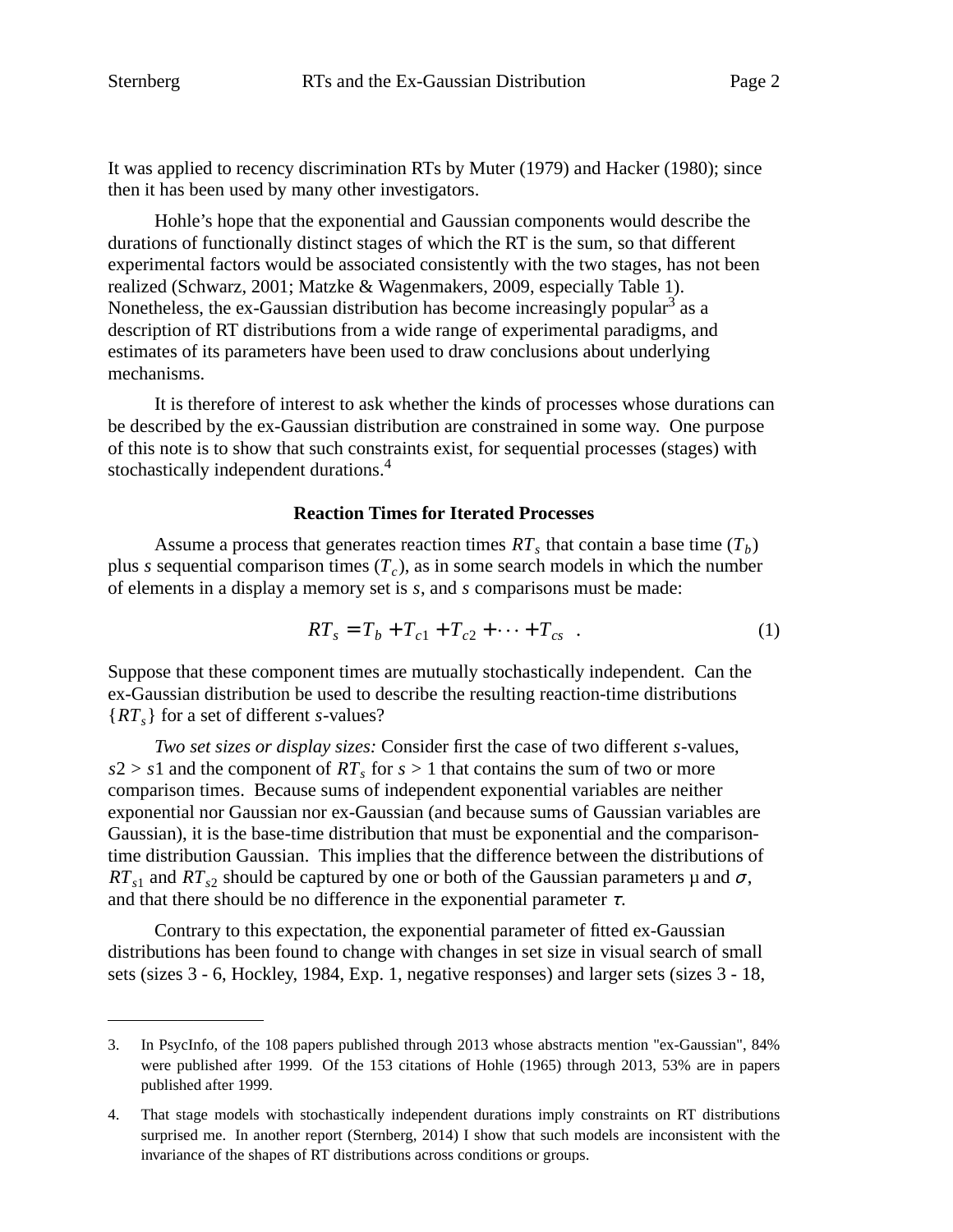It was applied to recency discrimination RTs by Muter (1979) and Hacker (1980); since then it has been used by many other investigators.

Hohle's hope that the exponential and Gaussian components would describe the durations of functionally distinct stages of which the RT is the sum, so that different experimental factors would be associated consistently with the two stages, has not been realized (Schwarz, 2001; Matzke & Wagenmakers, 2009, especially Table 1). Nonetheless, the ex-Gaussian distribution has become increasingly popular[3] as a description of RT distributions from a wide range of experimental paradigms, and estimates of its parameters have been used to draw conclusions about underlying mechanisms.

It is therefore of interest to ask whether the kinds of processes whose durations can be described by the ex-Gaussian distribution are constrained in some way. One purpose of this note is to show that such constraints exist, for sequential processes (stages) with stochastically independent durations.[4]

### Reaction Times for Iterated Processes

Assume a process that generates reaction times $RT_s$ that contain a base time ($T_b$) plus $s$ sequential comparison times ($T_c$), as in some search models in which the number of elements in a display a memory set is $s$, and $s$ comparisons must be made:

$$RT_s = T_b + T_{c1} + T_{c2} + \cdots + T_{cs} \quad . \tag{1}$$

Suppose that these component times are mutually stochastically independent. Can the ex-Gaussian distribution be used to describe the resulting reaction-time distributions $\{RT_s\}$ for a set of different $s$-values?

*Two set sizes or display sizes:* Consider first the case of two different $s$-values, $s2 > s1$ and the component of $RT_s$ for $s > 1$ that contains the sum of two or more comparison times. Because sums of independent exponential variables are neither exponential nor Gaussian nor ex-Gaussian (and because sums of Gaussian variables are Gaussian), it is the base-time distribution that must be exponential and the comparison-time distribution Gaussian. This implies that the difference between the distributions of $RT_{s1}$ and $RT_{s2}$ should be captured by one or both of the Gaussian parameters μ and $\sigma$, and that there should be no difference in the exponential parameter $\tau$.

Contrary to this expectation, the exponential parameter of fitted ex-Gaussian distributions has been found to change with changes in set size in visual search of small sets (sizes 3 - 6, Hockley, 1984, Exp. 1, negative responses) and larger sets (sizes 3 - 18,

---

3. In PsycInfo, of the 108 papers published through 2013 whose abstracts mention "ex-Gaussian", 84% were published after 1999. Of the 153 citations of Hohle (1965) through 2013, 53% are in papers published after 1999.

4. That stage models with stochastically independent durations imply constraints on RT distributions surprised me. In another report (Sternberg, 2014) I show that such models are inconsistent with the invariance of the shapes of RT distributions across conditions or groups.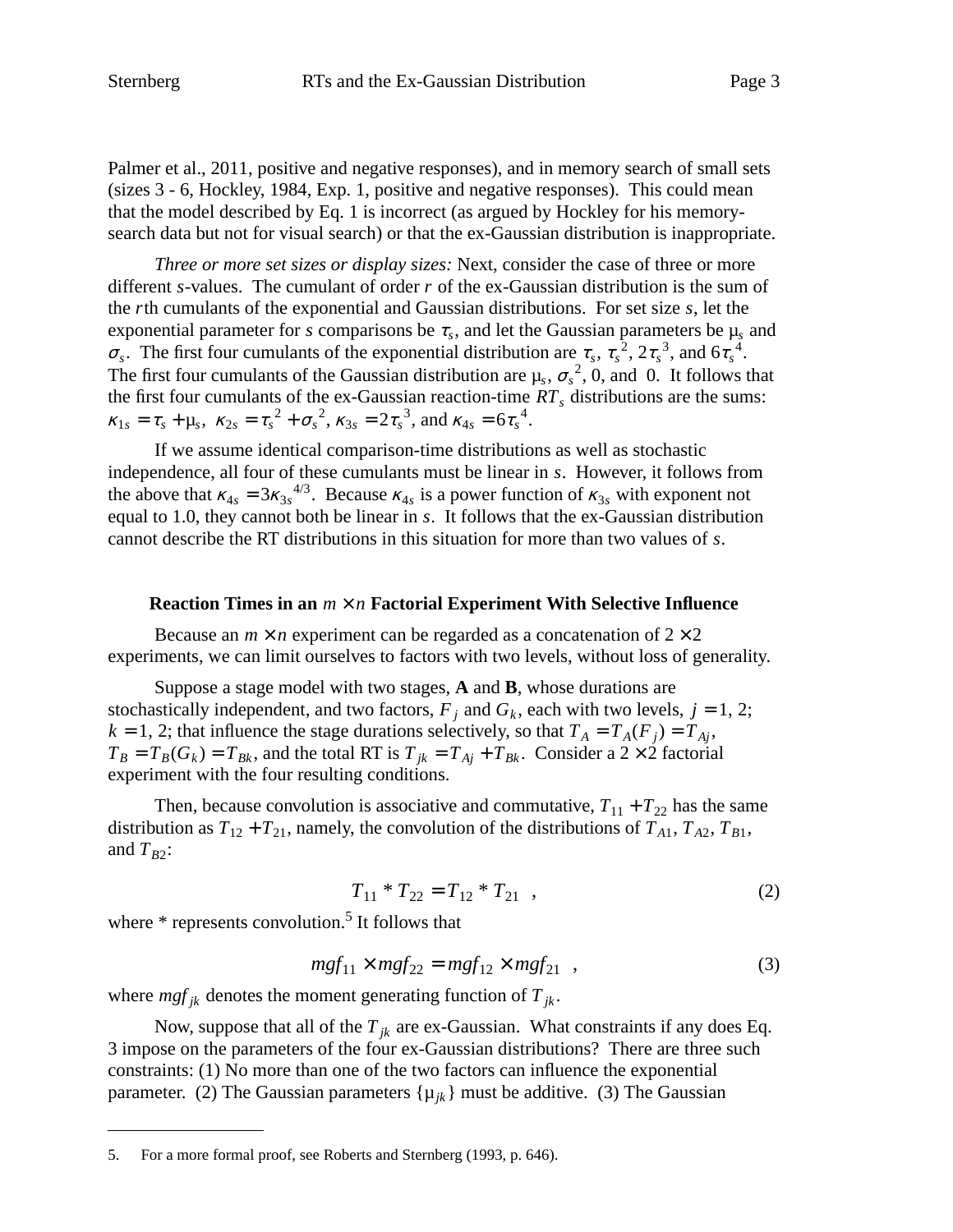Palmer et al., 2011, positive and negative responses), and in memory search of small sets (sizes 3 - 6, Hockley, 1984, Exp. 1, positive and negative responses). This could mean that the model described by Eq. 1 is incorrect (as argued by Hockley for his memory-search data but not for visual search) or that the ex-Gaussian distribution is inappropriate.

*Three or more set sizes or display sizes:* Next, consider the case of three or more different $s$-values. The cumulant of order $r$ of the ex-Gaussian distribution is the sum of the $r$th cumulants of the exponential and Gaussian distributions. For set size $s$, let the exponential parameter for $s$ comparisons be $\tau_s$, and let the Gaussian parameters be $\mu_s$ and $\sigma_s$. The first four cumulants of the exponential distribution are $\tau_s$, $\tau_s^2$, $2\tau_s^3$, and $6\tau_s^4$. The first four cumulants of the Gaussian distribution are $\mu_s$, $\sigma_s^2$, 0, and 0. It follows that the first four cumulants of the ex-Gaussian reaction-time $RT_s$ distributions are the sums: $\kappa_{1s} = \tau_s + \mu_s$, $\kappa_{2s} = \tau_s^2 + \sigma_s^2$, $\kappa_{3s} = 2\tau_s^3$, and $\kappa_{4s} = 6\tau_s^4$.

If we assume identical comparison-time distributions as well as stochastic independence, all four of these cumulants must be linear in $s$. However, it follows from the above that $\kappa_{4s} = 3\kappa_{3s}^{4/3}$. Because $\kappa_{4s}$ is a power function of $\kappa_{3s}$ with exponent not equal to 1.0, they cannot both be linear in $s$. It follows that the ex-Gaussian distribution cannot describe the RT distributions in this situation for more than two values of $s$.

### Reaction Times in an $m \times n$ Factorial Experiment With Selective Influence

Because an $m \times n$ experiment can be regarded as a concatenation of $2 \times 2$ experiments, we can limit ourselves to factors with two levels, without loss of generality.

Suppose a stage model with two stages, **A** and **B**, whose durations are stochastically independent, and two factors, $F_j$ and $G_k$, each with two levels, $j = 1, 2$; $k = 1, 2$; that influence the stage durations selectively, so that $T_A = T_A(F_j) = T_{Aj}$, $T_B = T_B(G_k) = T_{Bk}$, and the total RT is $T_{jk} = T_{Aj} + T_{Bk}$. Consider a $2 \times 2$ factorial experiment with the four resulting conditions.

Then, because convolution is associative and commutative, $T_{11} + T_{22}$ has the same distribution as $T_{12} + T_{21}$, namely, the convolution of the distributions of $T_{A1}$, $T_{A2}$, $T_{B1}$, and $T_{B2}$:

$$T_{11} * T_{22} = T_{12} * T_{21} \quad , \tag{2}$$

where * represents convolution.[5] It follows that

$$mgf_{11} \times mgf_{22} = mgf_{12} \times mgf_{21} \quad , \tag{3}$$

where $mgf_{jk}$ denotes the moment generating function of $T_{jk}$.

Now, suppose that all of the $T_{jk}$ are ex-Gaussian. What constraints if any does Eq. 3 impose on the parameters of the four ex-Gaussian distributions? There are three such constraints: (1) No more than one of the two factors can influence the exponential parameter. (2) The Gaussian parameters $\{\mu_{jk}\}$ must be additive. (3) The Gaussian

---

5. For a more formal proof, see Roberts and Sternberg (1993, p. 646).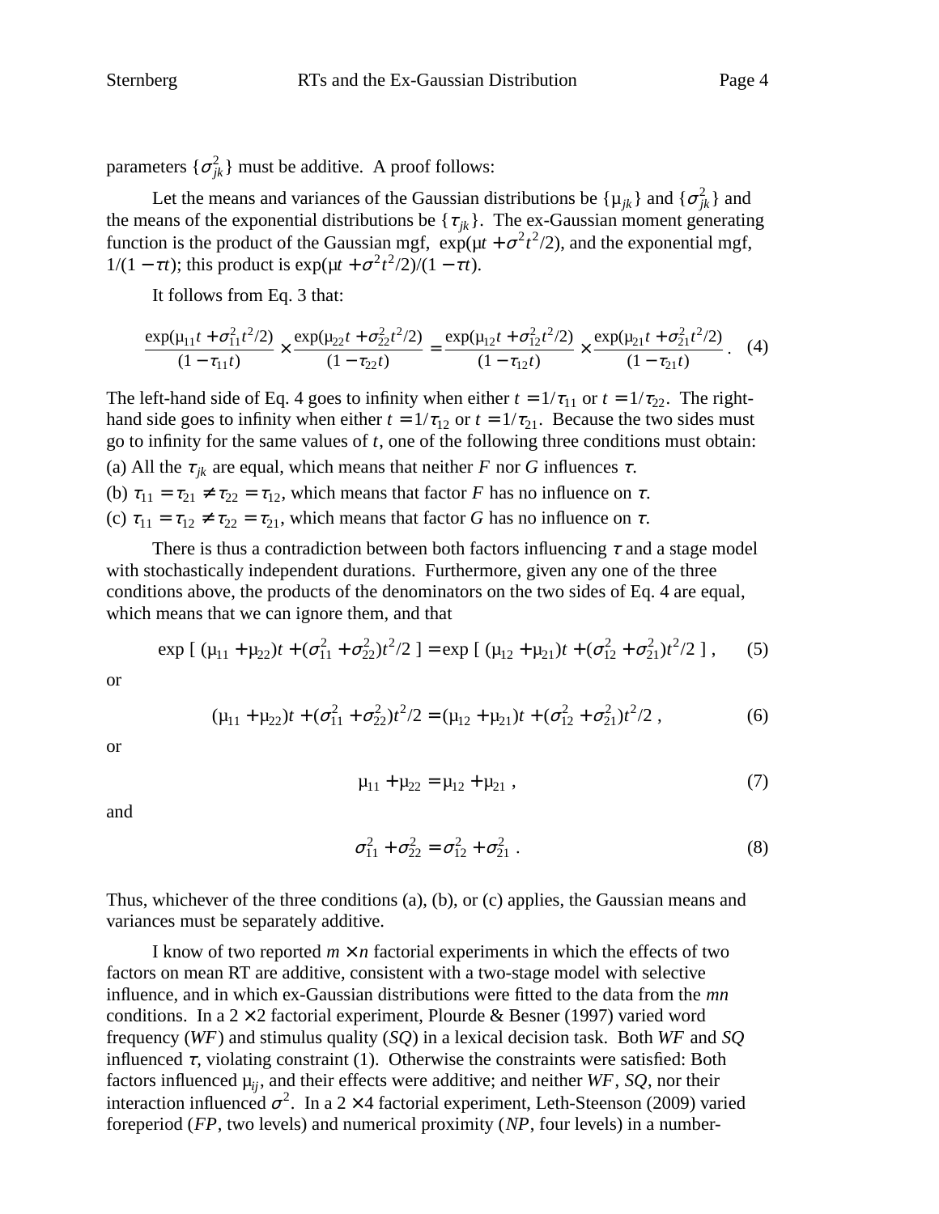parameters $\{\sigma^2_{jk}\}$ must be additive. A proof follows:

Let the means and variances of the Gaussian distributions be $\{\mu_{jk}\}$ and $\{\sigma^2_{jk}\}$ and the means of the exponential distributions be $\{\tau_{jk}\}$. The ex-Gaussian moment generating function is the product of the Gaussian mgf, $\exp(\mu t + \sigma^2 t^2/2)$, and the exponential mgf, $1/(1 - \tau t)$; this product is $\exp(\mu t + \sigma^2 t^2/2)/(1 - \tau t)$.

It follows from Eq. 3 that:

$$\frac{\exp(\mu_{11} t + \sigma^2_{11} t^2/2)}{(1 - \tau_{11} t)} \times \frac{\exp(\mu_{22} t + \sigma^2_{22} t^2/2)}{(1 - \tau_{22} t)} = \frac{\exp(\mu_{12} t + \sigma^2_{12} t^2/2)}{(1 - \tau_{12} t)} \times \frac{\exp(\mu_{21} t + \sigma^2_{21} t^2/2)}{(1 - \tau_{21} t)} . \quad (4)$$

The left-hand side of Eq. 4 goes to infinity when either $t = 1/\tau_{11}$ or $t = 1/\tau_{22}$. The right-hand side goes to infinity when either $t = 1/\tau_{12}$ or $t = 1/\tau_{21}$. Because the two sides must go to infinity for the same values of $t$, one of the following three conditions must obtain:

(a) All the $\tau_{jk}$ are equal, which means that neither $F$ nor $G$ influences $\tau$.

(b) $\tau_{11} = \tau_{21} \neq \tau_{22} = \tau_{12}$, which means that factor $F$ has no influence on $\tau$.

(c) $\tau_{11} = \tau_{12} \neq \tau_{22} = \tau_{21}$, which means that factor $G$ has no influence on $\tau$.

There is thus a contradiction between both factors influencing $\tau$ and a stage model with stochastically independent durations. Furthermore, given any one of the three conditions above, the products of the denominators on the two sides of Eq. 4 are equal, which means that we can ignore them, and that

$$\exp\,[\,(\mu_{11} + \mu_{22})t + (\sigma^2_{11} + \sigma^2_{22})t^2/2\,] = \exp\,[\,(\mu_{12} + \mu_{21})t + (\sigma^2_{12} + \sigma^2_{21})t^2/2\,] , \quad (5)$$

or

$$(\mu_{11} + \mu_{22})t + (\sigma^2_{11} + \sigma^2_{22})t^2/2 = (\mu_{12} + \mu_{21})t + (\sigma^2_{12} + \sigma^2_{21})t^2/2 , \quad (6)$$

or

$$\mu_{11} + \mu_{22} = \mu_{12} + \mu_{21} , \quad (7)$$

and

$$\sigma^2_{11} + \sigma^2_{22} = \sigma^2_{12} + \sigma^2_{21} . \quad (8)$$

Thus, whichever of the three conditions (a), (b), or (c) applies, the Gaussian means and variances must be separately additive.

I know of two reported $m \times n$ factorial experiments in which the effects of two factors on mean RT are additive, consistent with a two-stage model with selective influence, and in which ex-Gaussian distributions were fitted to the data from the $mn$ conditions. In a $2 \times 2$ factorial experiment, Plourde & Besner (1997) varied word frequency (*WF*) and stimulus quality (*SQ*) in a lexical decision task. Both *WF* and *SQ* influenced $\tau$, violating constraint (1). Otherwise the constraints were satisfied: Both factors influenced $\mu_{ij}$, and their effects were additive; and neither *WF*, *SQ*, nor their interaction influenced $\sigma^2$. In a $2 \times 4$ factorial experiment, Leth-Steenson (2009) varied foreperiod (*FP*, two levels) and numerical proximity (*NP*, four levels) in a number-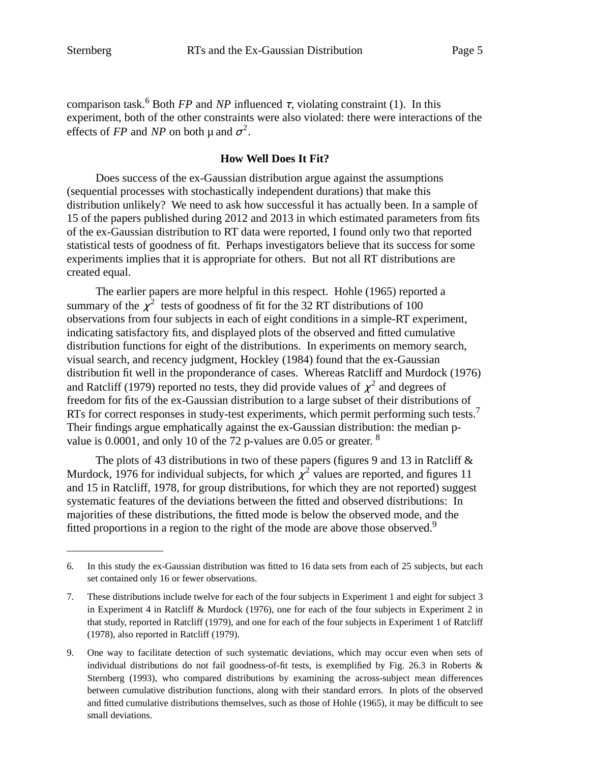comparison task.[6] Both *FP* and *NP* influenced $\tau$, violating constraint (1). In this experiment, both of the other constraints were also violated: there were interactions of the effects of *FP* and *NP* on both μ and $\sigma^2$.

### How Well Does It Fit?

Does success of the ex-Gaussian distribution argue against the assumptions (sequential processes with stochastically independent durations) that make this distribution unlikely? We need to ask how successful it has actually been. In a sample of 15 of the papers published during 2012 and 2013 in which estimated parameters from fits of the ex-Gaussian distribution to RT data were reported, I found only two that reported statistical tests of goodness of fit. Perhaps investigators believe that its success for some experiments implies that it is appropriate for others. But not all RT distributions are created equal.

The earlier papers are more helpful in this respect. Hohle (1965) reported a summary of the $\chi^2$ tests of goodness of fit for the 32 RT distributions of 100 observations from four subjects in each of eight conditions in a simple-RT experiment, indicating satisfactory fits, and displayed plots of the observed and fitted cumulative distribution functions for eight of the distributions. In experiments on memory search, visual search, and recency judgment, Hockley (1984) found that the ex-Gaussian distribution fit well in the proponderance of cases. Whereas Ratcliff and Murdock (1976) and Ratcliff (1979) reported no tests, they did provide values of $\chi^2$ and degrees of freedom for fits of the ex-Gaussian distribution to a large subset of their distributions of RTs for correct responses in study-test experiments, which permit performing such tests.[7] Their findings argue emphatically against the ex-Gaussian distribution: the median p-value is 0.0001, and only 10 of the 72 p-values are 0.05 or greater. [8]

The plots of 43 distributions in two of these papers (figures 9 and 13 in Ratcliff & Murdock, 1976 for individual subjects, for which $\chi^2$ values are reported, and figures 11 and 15 in Ratcliff, 1978, for group distributions, for which they are not reported) suggest systematic features of the deviations between the fitted and observed distributions: In majorities of these distributions, the fitted mode is below the observed mode, and the fitted proportions in a region to the right of the mode are above those observed.[9]

---

6. In this study the ex-Gaussian distribution was fitted to 16 data sets from each of 25 subjects, but each set contained only 16 or fewer observations.

7. These distributions include twelve for each of the four subjects in Experiment 1 and eight for subject 3 in Experiment 4 in Ratcliff & Murdock (1976), one for each of the four subjects in Experiment 2 in that study, reported in Ratcliff (1979), and one for each of the four subjects in Experiment 1 of Ratcliff (1978), also reported in Ratcliff (1979).

9. One way to facilitate detection of such systematic deviations, which may occur even when sets of individual distributions do not fail goodness-of-fit tests, is exemplified by Fig. 26.3 in Roberts & Sternberg (1993), who compared distributions by examining the across-subject mean differences between cumulative distribution functions, along with their standard errors. In plots of the observed and fitted cumulative distributions themselves, such as those of Hohle (1965), it may be difficult to see small deviations.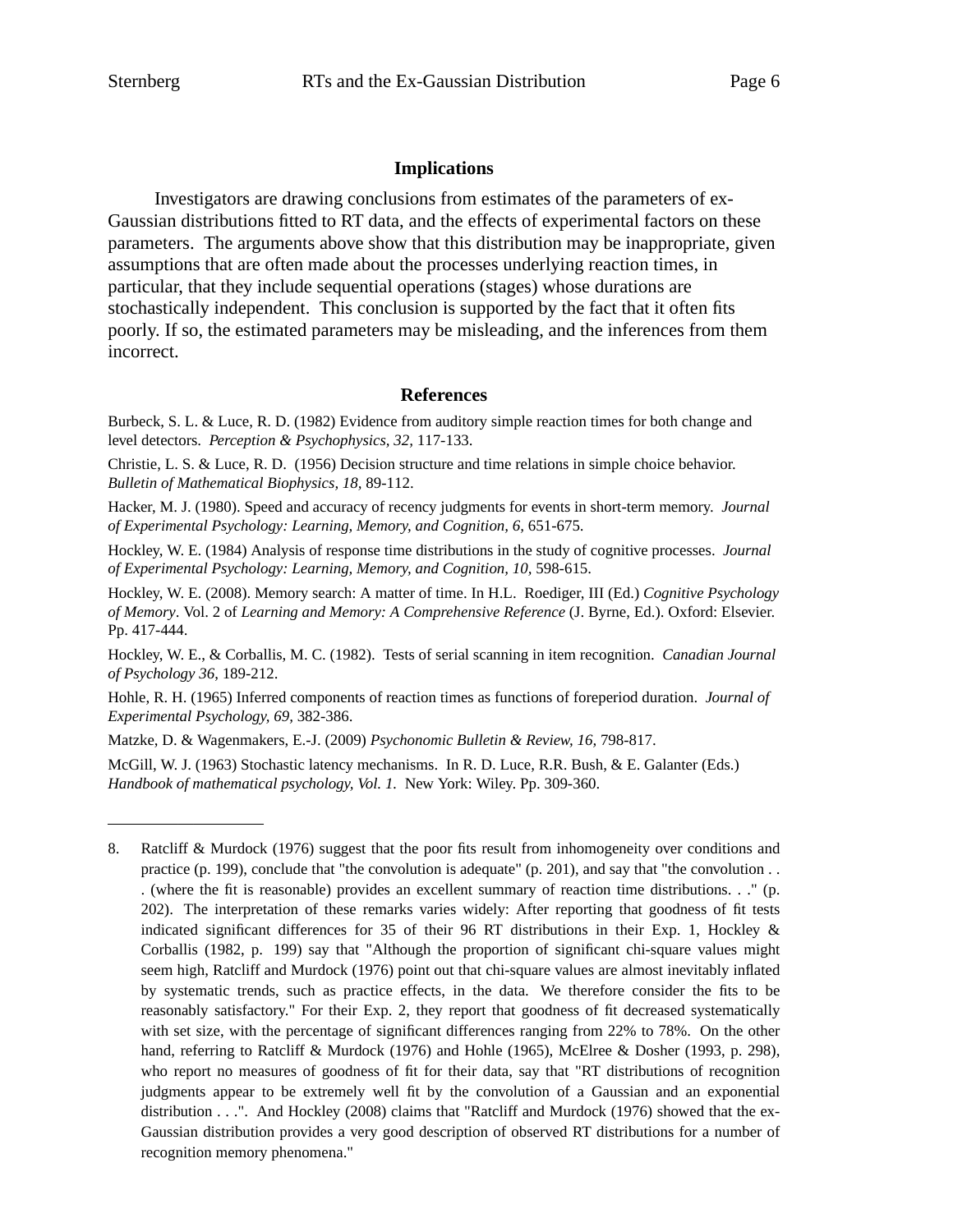## Implications

Investigators are drawing conclusions from estimates of the parameters of ex-Gaussian distributions fitted to RT data, and the effects of experimental factors on these parameters. The arguments above show that this distribution may be inappropriate, given assumptions that are often made about the processes underlying reaction times, in particular, that they include sequential operations (stages) whose durations are stochastically independent. This conclusion is supported by the fact that it often fits poorly. If so, the estimated parameters may be misleading, and the inferences from them incorrect.

## References

Burbeck, S. L. & Luce, R. D. (1982) Evidence from auditory simple reaction times for both change and level detectors. *Perception & Psychophysics, 32,* 117-133.

Christie, L. S. & Luce, R. D. (1956) Decision structure and time relations in simple choice behavior. *Bulletin of Mathematical Biophysics, 18,* 89-112.

Hacker, M. J. (1980). Speed and accuracy of recency judgments for events in short-term memory. *Journal of Experimental Psychology: Learning, Memory, and Cognition, 6,* 651-675.

Hockley, W. E. (1984) Analysis of response time distributions in the study of cognitive processes. *Journal of Experimental Psychology: Learning, Memory, and Cognition, 10*, 598-615.

Hockley, W. E. (2008). Memory search: A matter of time. In H.L. Roediger, III (Ed.) *Cognitive Psychology of Memory*. Vol. 2 of *Learning and Memory: A Comprehensive Reference* (J. Byrne, Ed.). Oxford: Elsevier. Pp. 417-444.

Hockley, W. E., & Corballis, M. C. (1982). Tests of serial scanning in item recognition. *Canadian Journal of Psychology 36*, 189-212.

Hohle, R. H. (1965) Inferred components of reaction times as functions of foreperiod duration. *Journal of Experimental Psychology, 69,* 382-386.

Matzke, D. & Wagenmakers, E.-J. (2009) *Psychonomic Bulletin & Review, 16,* 798-817.

McGill, W. J. (1963) Stochastic latency mechanisms. In R. D. Luce, R.R. Bush, & E. Galanter (Eds.) *Handbook of mathematical psychology, Vol. 1.* New York: Wiley. Pp. 309-360.

---

8. Ratcliff & Murdock (1976) suggest that the poor fits result from inhomogeneity over conditions and practice (p. 199), conclude that "the convolution is adequate" (p. 201), and say that "the convolution . . . (where the fit is reasonable) provides an excellent summary of reaction time distributions. . ." (p. 202). The interpretation of these remarks varies widely: After reporting that goodness of fit tests indicated significant differences for 35 of their 96 RT distributions in their Exp. 1, Hockley & Corballis (1982, p. 199) say that "Although the proportion of significant chi-square values might seem high, Ratcliff and Murdock (1976) point out that chi-square values are almost inevitably inflated by systematic trends, such as practice effects, in the data. We therefore consider the fits to be reasonably satisfactory." For their Exp. 2, they report that goodness of fit decreased systematically with set size, with the percentage of significant differences ranging from 22% to 78%. On the other hand, referring to Ratcliff & Murdock (1976) and Hohle (1965), McElree & Dosher (1993, p. 298), who report no measures of goodness of fit for their data, say that "RT distributions of recognition judgments appear to be extremely well fit by the convolution of a Gaussian and an exponential distribution . . .". And Hockley (2008) claims that "Ratcliff and Murdock (1976) showed that the ex-Gaussian distribution provides a very good description of observed RT distributions for a number of recognition memory phenomena."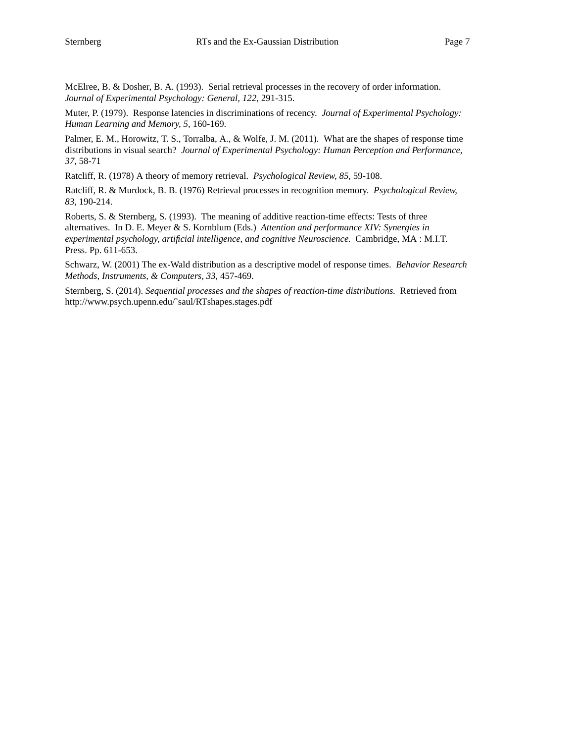McElree, B. & Dosher, B. A. (1993). Serial retrieval processes in the recovery of order information. *Journal of Experimental Psychology: General, 122*, 291-315.

Muter, P. (1979). Response latencies in discriminations of recency. *Journal of Experimental Psychology: Human Learning and Memory, 5,* 160-169.

Palmer, E. M., Horowitz, T. S., Torralba, A., & Wolfe, J. M. (2011). What are the shapes of response time distributions in visual search? *Journal of Experimental Psychology: Human Perception and Performance, 37,* 58-71

Ratcliff, R. (1978) A theory of memory retrieval. *Psychological Review, 85,* 59-108.

Ratcliff, R. & Murdock, B. B. (1976) Retrieval processes in recognition memory. *Psychological Review, 83,* 190-214.

Roberts, S. & Sternberg, S. (1993). The meaning of additive reaction-time effects: Tests of three alternatives. In D. E. Meyer & S. Kornblum (Eds.) *Attention and performance XIV: Synergies in experimental psychology, artificial intelligence, and cognitive Neuroscience.* Cambridge, MA : M.I.T. Press. Pp. 611-653.

Schwarz, W. (2001) The ex-Wald distribution as a descriptive model of response times. *Behavior Research Methods, Instruments, & Computers, 33,* 457-469.

Sternberg, S. (2014). *Sequential processes and the shapes of reaction-time distributions.* Retrieved from http://www.psych.upenn.edu/˜saul/RTshapes.stages.pdf